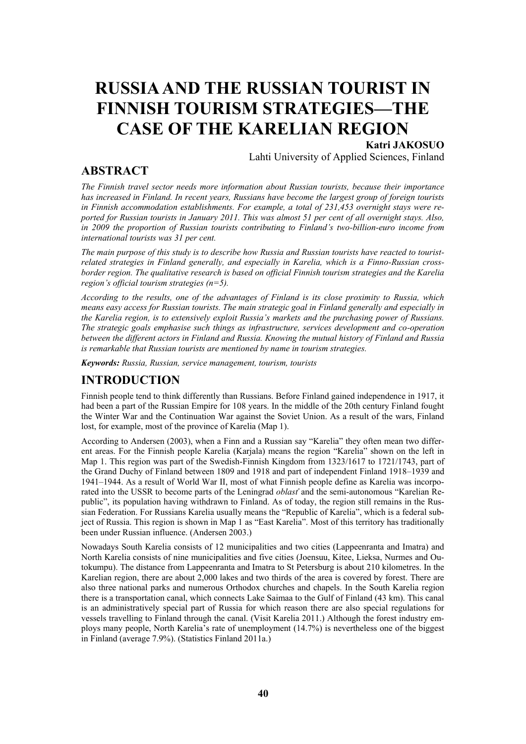# RUSSIA AND THE RUSSIAN TOURIST IN FINNISH TOURISM STRATEGIES—THE CASE OF THE KARELIAN REGION

**Katri JAKOSUO**

Lahti University of Applied Sciences, Finland

## ABSTRACT

*The Finnish travel sector needs more information about Russian tourists, because their importance has increased in Finland. In recent years, Russians have become the largest group of foreign tourists in Finnish accommodation establishments. For example, a total of 231,453 overnight stays were reported for Russian tourists in January 2011. This was almost 51 per cent of all overnight stays. Also, in 2009 the proportion of Russian tourists contributing to Finland's two-billion-euro income from international tourists was 31 per cent.*

*The main purpose of this study is to describe how Russia and Russian tourists have reacted to tourist-related strategies in Finland generally, and especially in Karelia, which is a Finno-Russian cross-border region. The qualitative research is based on official Finnish tourism strategies and the Karelia region's official tourism strategies (n=5).*

*According to the results, one of the advantages of Finland is its close proximity to Russia, which means easy access for Russian tourists. The main strategic goal in Finland generally and especially in the Karelia region, is to extensively exploit Russia's markets and the purchasing power of Russians. The strategic goals emphasise such things as infrastructure, services development and co-operation between the different actors in Finland and Russia. Knowing the mutual history of Finland and Russia is remarkable that Russian tourists are mentioned by name in tourism strategies.*

***Keywords:*** *Russia, Russian, service management, tourism, tourists*

## INTRODUCTION

Finnish people tend to think differently than Russians. Before Finland gained independence in 1917, it had been a part of the Russian Empire for 108 years. In the middle of the 20th century Finland fought the Winter War and the Continuation War against the Soviet Union. As a result of the wars, Finland lost, for example, most of the province of Karelia (Map 1).

According to Andersen (2003), when a Finn and a Russian say "Karelia" they often mean two different areas. For the Finnish people Karelia (Karjala) means the region "Karelia" shown on the left in Map 1. This region was part of the Swedish-Finnish Kingdom from 1323/1617 to 1721/1743, part of the Grand Duchy of Finland between 1809 and 1918 and part of independent Finland 1918–1939 and 1941–1944. As a result of World War II, most of what Finnish people define as Karelia was incorporated into the USSR to become parts of the Leningrad *oblast'* and the semi-autonomous "Karelian Republic", its population having withdrawn to Finland. As of today, the region still remains in the Russian Federation. For Russians Karelia usually means the "Republic of Karelia", which is a federal subject of Russia. This region is shown in Map 1 as "East Karelia". Most of this territory has traditionally been under Russian influence. (Andersen 2003.)

Nowadays South Karelia consists of 12 municipalities and two cities (Lappeenranta and Imatra) and North Karelia consists of nine municipalities and five cities (Joensuu, Kitee, Lieksa, Nurmes and Outokumpu). The distance from Lappeenranta and Imatra to St Petersburg is about 210 kilometres. In the Karelian region, there are about 2,000 lakes and two thirds of the area is covered by forest. There are also three national parks and numerous Orthodox churches and chapels. In the South Karelia region there is a transportation canal, which connects Lake Saimaa to the Gulf of Finland (43 km). This canal is an administratively special part of Russia for which reason there are also special regulations for vessels travelling to Finland through the canal. (Visit Karelia 2011.) Although the forest industry employs many people, North Karelia's rate of unemployment (14.7%) is nevertheless one of the biggest in Finland (average 7.9%). (Statistics Finland 2011a.)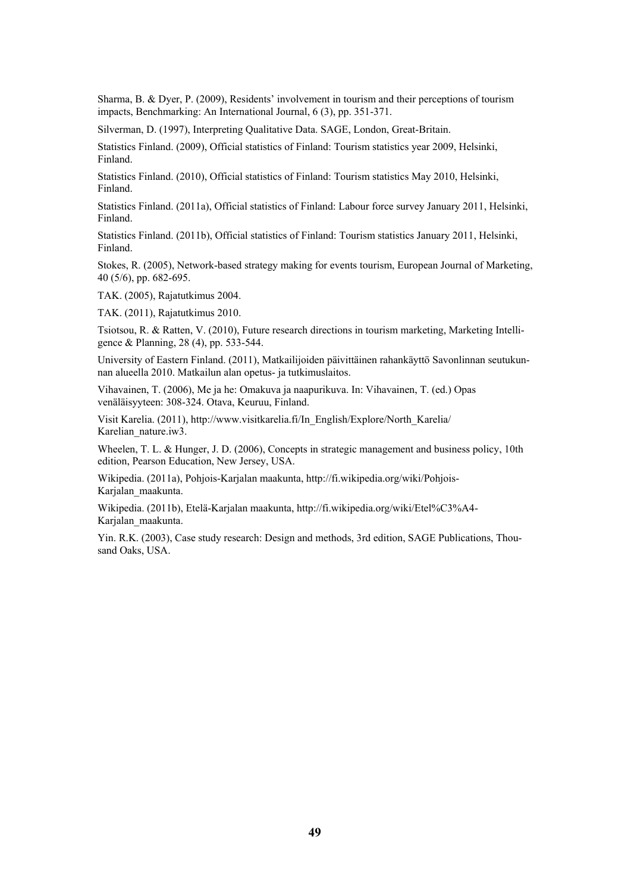Sharma, B. & Dyer, P. (2009), Residents' involvement in tourism and their perceptions of tourism impacts, Benchmarking: An International Journal, 6 (3), pp. 351-371.

Silverman, D. (1997), Interpreting Qualitative Data. SAGE, London, Great-Britain.

Statistics Finland. (2009), Official statistics of Finland: Tourism statistics year 2009, Helsinki, Finland.

Statistics Finland. (2010), Official statistics of Finland: Tourism statistics May 2010, Helsinki, Finland.

Statistics Finland. (2011a), Official statistics of Finland: Labour force survey January 2011, Helsinki, Finland.

Statistics Finland. (2011b), Official statistics of Finland: Tourism statistics January 2011, Helsinki, Finland.

Stokes, R. (2005), Network-based strategy making for events tourism, European Journal of Marketing, 40 (5/6), pp. 682-695.

TAK. (2005), Rajatutkimus 2004.

TAK. (2011), Rajatutkimus 2010.

Tsiotsou, R. & Ratten, V. (2010), Future research directions in tourism marketing, Marketing Intelligence & Planning, 28 (4), pp. 533-544.

University of Eastern Finland. (2011), Matkailijoiden päivittäinen rahankäyttö Savonlinnan seutukunnan alueella 2010. Matkailun alan opetus- ja tutkimuslaitos.

Vihavainen, T. (2006), Me ja he: Omakuva ja naapurikuva. In: Vihavainen, T. (ed.) Opas venäläisyyteen: 308-324. Otava, Keuruu, Finland.

Visit Karelia. (2011), http://www.visitkarelia.fi/In_English/Explore/North_Karelia/Karelian_nature.iw3.

Wheelen, T. L. & Hunger, J. D. (2006), Concepts in strategic management and business policy, 10th edition, Pearson Education, New Jersey, USA.

Wikipedia. (2011a), Pohjois-Karjalan maakunta, http://fi.wikipedia.org/wiki/Pohjois-Karjalan_maakunta.

Wikipedia. (2011b), Etelä-Karjalan maakunta, http://fi.wikipedia.org/wiki/Etel%C3%A4-Karjalan_maakunta.

Yin. R.K. (2003), Case study research: Design and methods, 3rd edition, SAGE Publications, Thousand Oaks, USA.